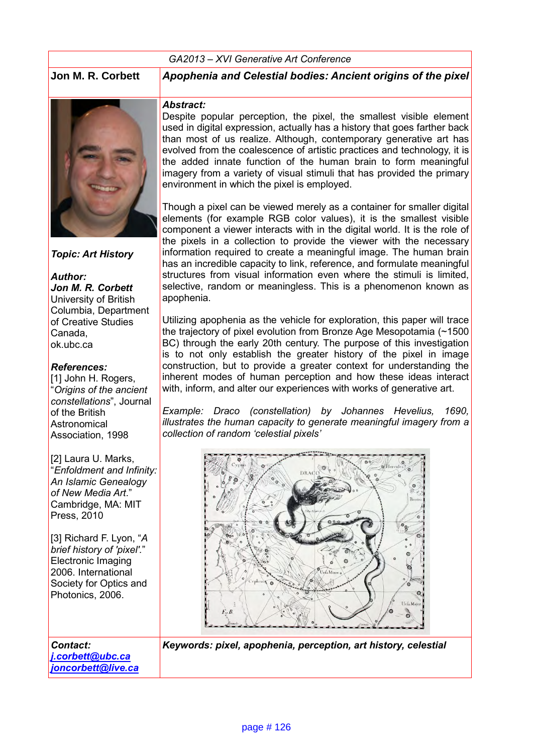GA2013 – XVI Generative Art Conference

**Jon M. R. Corbett**

# *Apophenia and Celestial bodies: Ancient origins of the pixel*

***Topic: Art History***

***Author:***
***Jon M. R. Corbett***
University of British Columbia, Department of Creative Studies
Canada,
ok.ubc.ca

***References:***

[1] John H. Rogers, "*Origins of the ancient constellations*", Journal of the British Astronomical Association, 1998

[2] Laura U. Marks, "*Enfoldment and Infinity: An Islamic Genealogy of New Media Art*." Cambridge, MA: MIT Press, 2010

[3] Richard F. Lyon, "*A brief history of 'pixel'.*" Electronic Imaging 2006. International Society for Optics and Photonics, 2006.

***Abstract:***

Despite popular perception, the pixel, the smallest visible element used in digital expression, actually has a history that goes farther back than most of us realize. Although, contemporary generative art has evolved from the coalescence of artistic practices and technology, it is the added innate function of the human brain to form meaningful imagery from a variety of visual stimuli that has provided the primary environment in which the pixel is employed.

Though a pixel can be viewed merely as a container for smaller digital elements (for example RGB color values), it is the smallest visible component a viewer interacts with in the digital world. It is the role of the pixels in a collection to provide the viewer with the necessary information required to create a meaningful image. The human brain has an incredible capacity to link, reference, and formulate meaningful structures from visual information even where the stimuli is limited, selective, random or meaningless. This is a phenomenon known as apophenia.

Utilizing apophenia as the vehicle for exploration, this paper will trace the trajectory of pixel evolution from Bronze Age Mesopotamia (~1500 BC) through the early 20th century. The purpose of this investigation is to not only establish the greater history of the pixel in image construction, but to provide a greater context for understanding the inherent modes of human perception and how these ideas interact with, inform, and alter our experiences with works of generative art.

*Example: Draco (constellation) by Johannes Hevelius, 1690, illustrates the human capacity to generate meaningful imagery from a collection of random 'celestial pixels'*

***Contact:***
[j.corbett@ubc.ca](mailto:j.corbett@ubc.ca)
[joncorbett@live.ca](mailto:joncorbett@live.ca)

***Keywords: pixel, apophenia, perception, art history, celestial***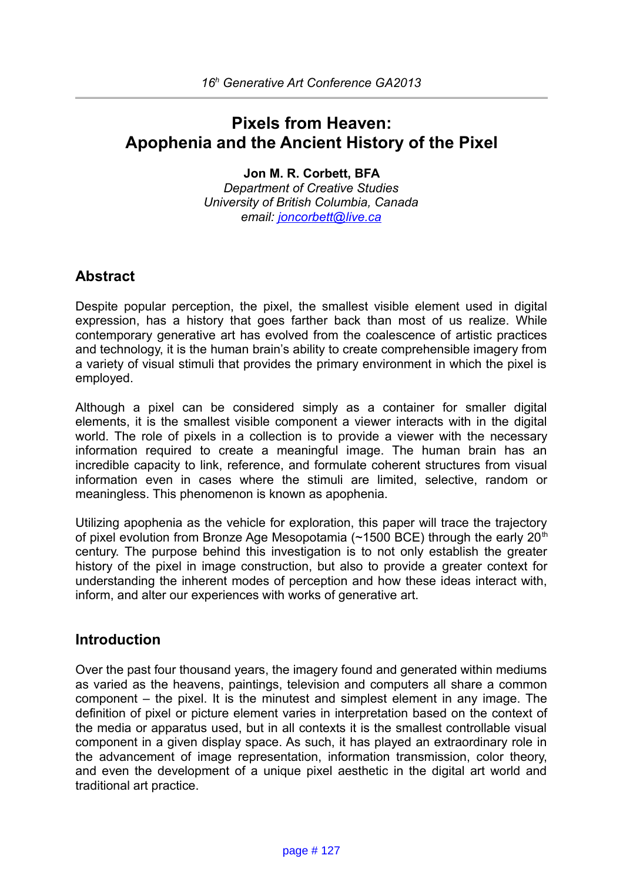# Pixels from Heaven: Apophenia and the Ancient History of the Pixel

**Jon M. R. Corbett, BFA**
*Department of Creative Studies*
*University of British Columbia, Canada*
*email: joncorbett@live.ca*

## Abstract

Despite popular perception, the pixel, the smallest visible element used in digital expression, has a history that goes farther back than most of us realize. While contemporary generative art has evolved from the coalescence of artistic practices and technology, it is the human brain's ability to create comprehensible imagery from a variety of visual stimuli that provides the primary environment in which the pixel is employed.

Although a pixel can be considered simply as a container for smaller digital elements, it is the smallest visible component a viewer interacts with in the digital world. The role of pixels in a collection is to provide a viewer with the necessary information required to create a meaningful image. The human brain has an incredible capacity to link, reference, and formulate coherent structures from visual information even in cases where the stimuli are limited, selective, random or meaningless. This phenomenon is known as apophenia.

Utilizing apophenia as the vehicle for exploration, this paper will trace the trajectory of pixel evolution from Bronze Age Mesopotamia (~1500 BCE) through the early 20th century. The purpose behind this investigation is to not only establish the greater history of the pixel in image construction, but also to provide a greater context for understanding the inherent modes of perception and how these ideas interact with, inform, and alter our experiences with works of generative art.

## Introduction

Over the past four thousand years, the imagery found and generated within mediums as varied as the heavens, paintings, television and computers all share a common component – the pixel. It is the minutest and simplest element in any image. The definition of pixel or picture element varies in interpretation based on the context of the media or apparatus used, but in all contexts it is the smallest controllable visual component in a given display space. As such, it has played an extraordinary role in the advancement of image representation, information transmission, color theory, and even the development of a unique pixel aesthetic in the digital art world and traditional art practice.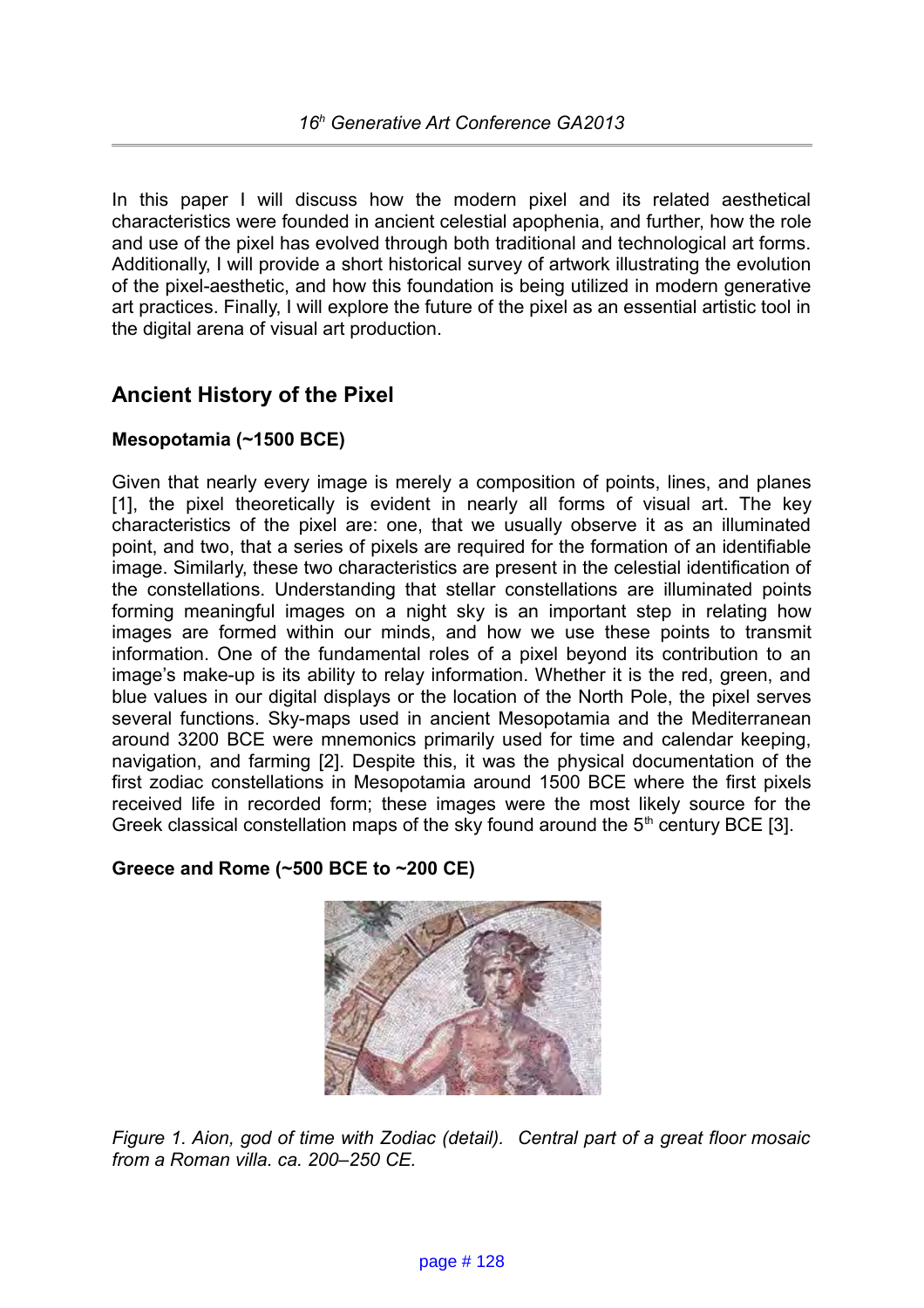In this paper I will discuss how the modern pixel and its related aesthetical characteristics were founded in ancient celestial apophenia, and further, how the role and use of the pixel has evolved through both traditional and technological art forms. Additionally, I will provide a short historical survey of artwork illustrating the evolution of the pixel-aesthetic, and how this foundation is being utilized in modern generative art practices. Finally, I will explore the future of the pixel as an essential artistic tool in the digital arena of visual art production.

## Ancient History of the Pixel

### Mesopotamia (~1500 BCE)

Given that nearly every image is merely a composition of points, lines, and planes [1], the pixel theoretically is evident in nearly all forms of visual art. The key characteristics of the pixel are: one, that we usually observe it as an illuminated point, and two, that a series of pixels are required for the formation of an identifiable image. Similarly, these two characteristics are present in the celestial identification of the constellations. Understanding that stellar constellations are illuminated points forming meaningful images on a night sky is an important step in relating how images are formed within our minds, and how we use these points to transmit information. One of the fundamental roles of a pixel beyond its contribution to an image's make-up is its ability to relay information. Whether it is the red, green, and blue values in our digital displays or the location of the North Pole, the pixel serves several functions. Sky-maps used in ancient Mesopotamia and the Mediterranean around 3200 BCE were mnemonics primarily used for time and calendar keeping, navigation, and farming [2]. Despite this, it was the physical documentation of the first zodiac constellations in Mesopotamia around 1500 BCE where the first pixels received life in recorded form; these images were the most likely source for the Greek classical constellation maps of the sky found around the 5th century BCE [3].

### Greece and Rome (~500 BCE to ~200 CE)

*Figure 1. Aion, god of time with Zodiac (detail). Central part of a great floor mosaic from a Roman villa. ca. 200–250 CE.*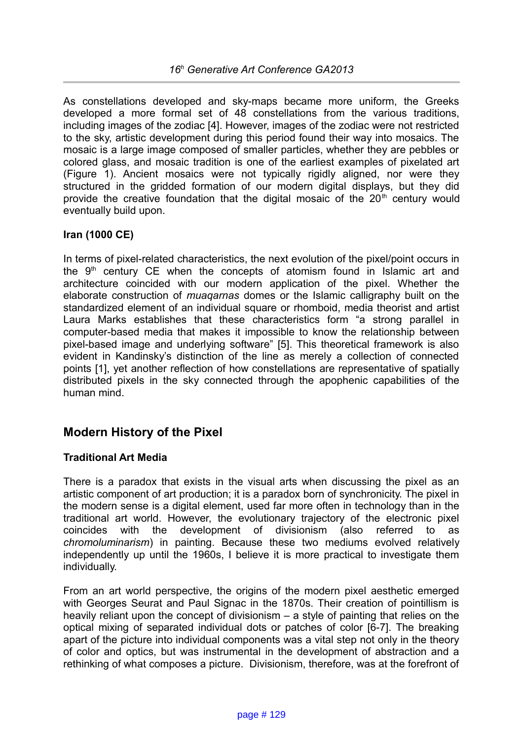As constellations developed and sky-maps became more uniform, the Greeks developed a more formal set of 48 constellations from the various traditions, including images of the zodiac [4]. However, images of the zodiac were not restricted to the sky, artistic development during this period found their way into mosaics. The mosaic is a large image composed of smaller particles, whether they are pebbles or colored glass, and mosaic tradition is one of the earliest examples of pixelated art (Figure 1). Ancient mosaics were not typically rigidly aligned, nor were they structured in the gridded formation of our modern digital displays, but they did provide the creative foundation that the digital mosaic of the 20th century would eventually build upon.

**Iran (1000 CE)**

In terms of pixel-related characteristics, the next evolution of the pixel/point occurs in the 9th century CE when the concepts of atomism found in Islamic art and architecture coincided with our modern application of the pixel. Whether the elaborate construction of *muaqarnas* domes or the Islamic calligraphy built on the standardized element of an individual square or rhomboid, media theorist and artist Laura Marks establishes that these characteristics form "a strong parallel in computer-based media that makes it impossible to know the relationship between pixel-based image and underlying software" [5]. This theoretical framework is also evident in Kandinsky's distinction of the line as merely a collection of connected points [1], yet another reflection of how constellations are representative of spatially distributed pixels in the sky connected through the apophenic capabilities of the human mind.

## Modern History of the Pixel

**Traditional Art Media**

There is a paradox that exists in the visual arts when discussing the pixel as an artistic component of art production; it is a paradox born of synchronicity. The pixel in the modern sense is a digital element, used far more often in technology than in the traditional art world. However, the evolutionary trajectory of the electronic pixel coincides with the development of divisionism (also referred to as *chromoluminarism*) in painting. Because these two mediums evolved relatively independently up until the 1960s, I believe it is more practical to investigate them individually.

From an art world perspective, the origins of the modern pixel aesthetic emerged with Georges Seurat and Paul Signac in the 1870s. Their creation of pointillism is heavily reliant upon the concept of divisionism – a style of painting that relies on the optical mixing of separated individual dots or patches of color [6-7]. The breaking apart of the picture into individual components was a vital step not only in the theory of color and optics, but was instrumental in the development of abstraction and a rethinking of what composes a picture. Divisionism, therefore, was at the forefront of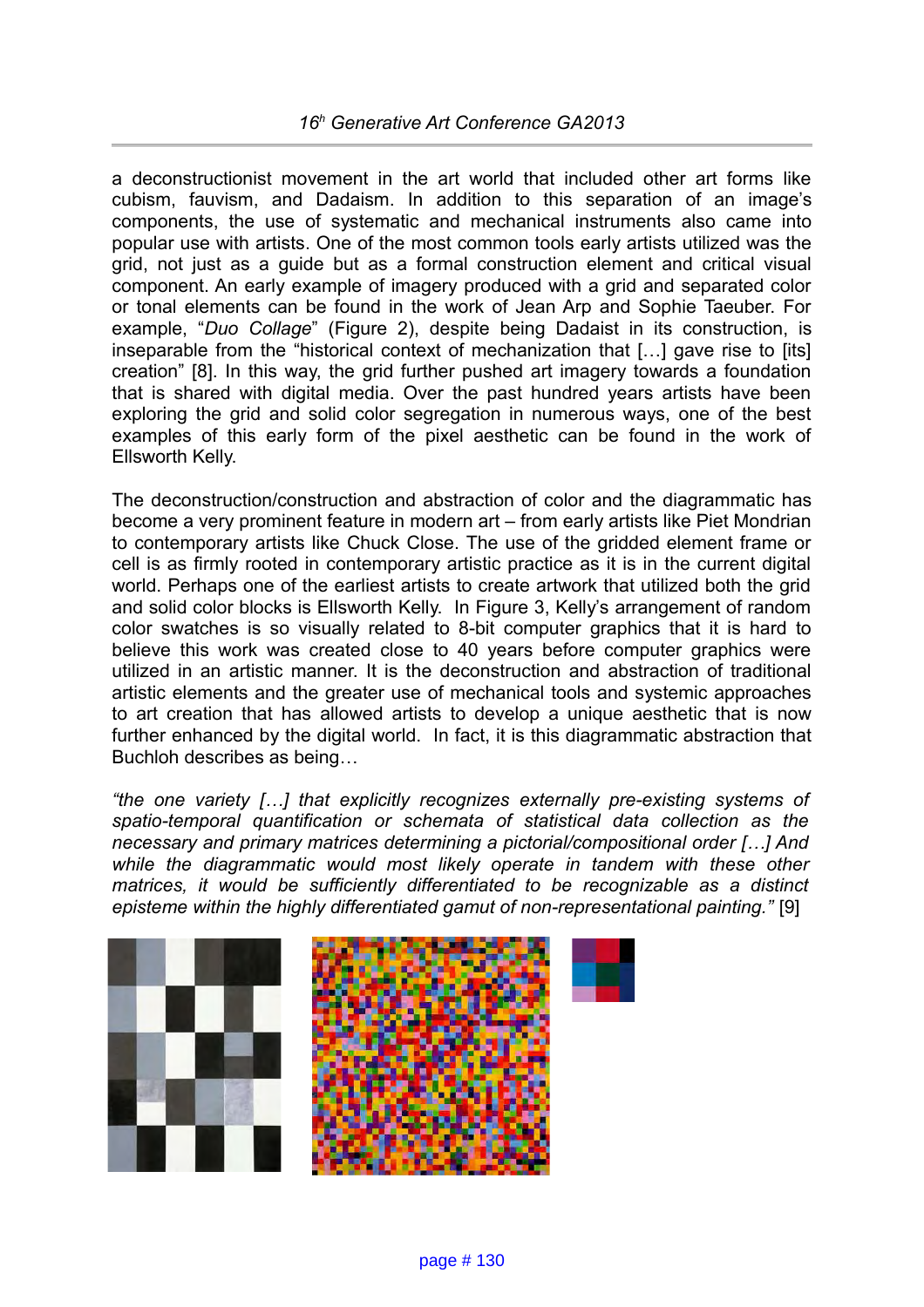a deconstructionist movement in the art world that included other art forms like cubism, fauvism, and Dadaism. In addition to this separation of an image's components, the use of systematic and mechanical instruments also came into popular use with artists. One of the most common tools early artists utilized was the grid, not just as a guide but as a formal construction element and critical visual component. An early example of imagery produced with a grid and separated color or tonal elements can be found in the work of Jean Arp and Sophie Taeuber. For example, "*Duo Collage*" (Figure 2), despite being Dadaist in its construction, is inseparable from the "historical context of mechanization that […] gave rise to [its] creation" [8]. In this way, the grid further pushed art imagery towards a foundation that is shared with digital media. Over the past hundred years artists have been exploring the grid and solid color segregation in numerous ways, one of the best examples of this early form of the pixel aesthetic can be found in the work of Ellsworth Kelly.

The deconstruction/construction and abstraction of color and the diagrammatic has become a very prominent feature in modern art – from early artists like Piet Mondrian to contemporary artists like Chuck Close. The use of the gridded element frame or cell is as firmly rooted in contemporary artistic practice as it is in the current digital world. Perhaps one of the earliest artists to create artwork that utilized both the grid and solid color blocks is Ellsworth Kelly. In Figure 3, Kelly's arrangement of random color swatches is so visually related to 8-bit computer graphics that it is hard to believe this work was created close to 40 years before computer graphics were utilized in an artistic manner. It is the deconstruction and abstraction of traditional artistic elements and the greater use of mechanical tools and systemic approaches to art creation that has allowed artists to develop a unique aesthetic that is now further enhanced by the digital world. In fact, it is this diagrammatic abstraction that Buchloh describes as being…

*"the one variety […] that explicitly recognizes externally pre-existing systems of spatio-temporal quantification or schemata of statistical data collection as the necessary and primary matrices determining a pictorial/compositional order […] And while the diagrammatic would most likely operate in tandem with these other matrices, it would be sufficiently differentiated to be recognizable as a distinct episteme within the highly differentiated gamut of non-representational painting."* [9]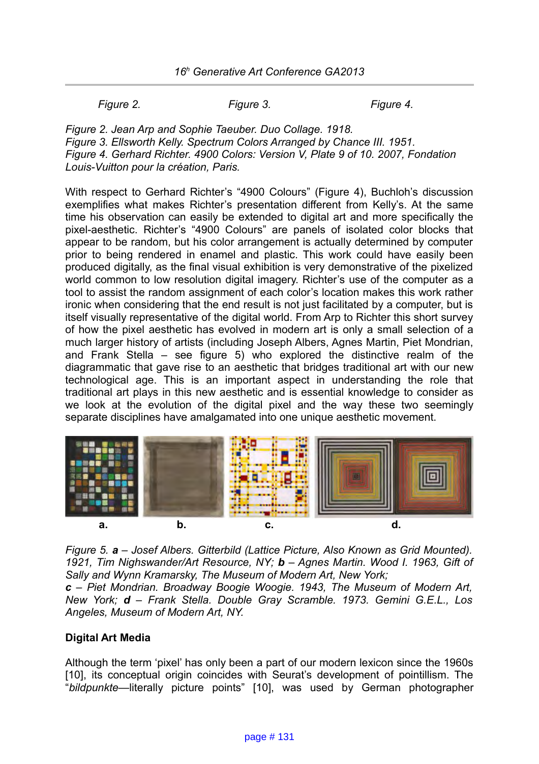*Figure 2.* *Figure 3.* *Figure 4.*

*Figure 2. Jean Arp and Sophie Taeuber. Duo Collage. 1918.*
*Figure 3. Ellsworth Kelly. Spectrum Colors Arranged by Chance III. 1951.*
*Figure 4. Gerhard Richter. 4900 Colors: Version V, Plate 9 of 10. 2007, Fondation Louis-Vuitton pour la création, Paris.*

With respect to Gerhard Richter's "4900 Colours" (Figure 4), Buchloh's discussion exemplifies what makes Richter's presentation different from Kelly's. At the same time his observation can easily be extended to digital art and more specifically the pixel-aesthetic. Richter's "4900 Colours" are panels of isolated color blocks that appear to be random, but his color arrangement is actually determined by computer prior to being rendered in enamel and plastic. This work could have easily been produced digitally, as the final visual exhibition is very demonstrative of the pixelized world common to low resolution digital imagery. Richter's use of the computer as a tool to assist the random assignment of each color's location makes this work rather ironic when considering that the end result is not just facilitated by a computer, but is itself visually representative of the digital world. From Arp to Richter this short survey of how the pixel aesthetic has evolved in modern art is only a small selection of a much larger history of artists (including Joseph Albers, Agnes Martin, Piet Mondrian, and Frank Stella – see figure 5) who explored the distinctive realm of the diagrammatic that gave rise to an aesthetic that bridges traditional art with our new technological age. This is an important aspect in understanding the role that traditional art plays in this new aesthetic and is essential knowledge to consider as we look at the evolution of the digital pixel and the way these two seemingly separate disciplines have amalgamated into one unique aesthetic movement.

a. b. c. d.

*Figure 5.* ***a*** *– Josef Albers. Gitterbild (Lattice Picture, Also Known as Grid Mounted). 1921, Tim Nighswander/Art Resource, NY;* ***b*** *– Agnes Martin. Wood I. 1963, Gift of Sally and Wynn Kramarsky, The Museum of Modern Art, New York;*
***c*** *– Piet Mondrian. Broadway Boogie Woogie. 1943, The Museum of Modern Art, New York;* ***d*** *– Frank Stella. Double Gray Scramble. 1973. Gemini G.E.L., Los Angeles, Museum of Modern Art, NY.*

**Digital Art Media**

Although the term 'pixel' has only been a part of our modern lexicon since the 1960s [10], its conceptual origin coincides with Seurat's development of pointillism. The "*bildpunkte*—literally picture points" [10], was used by German photographer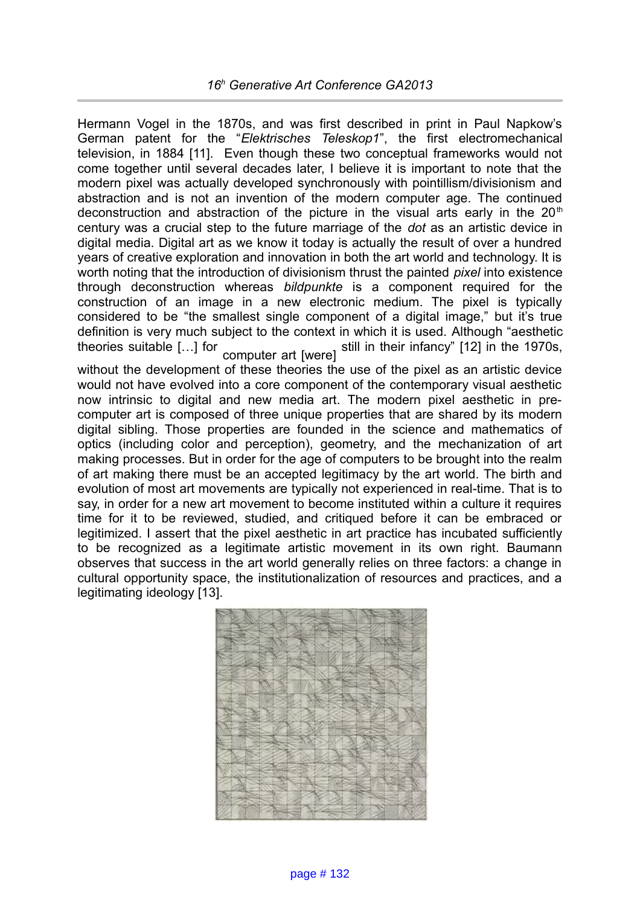Hermann Vogel in the 1870s, and was first described in print in Paul Napkow's German patent for the "*Elektrisches Teleskop1*", the first electromechanical television, in 1884 [11]. Even though these two conceptual frameworks would not come together until several decades later, I believe it is important to note that the modern pixel was actually developed synchronously with pointillism/divisionism and abstraction and is not an invention of the modern computer age. The continued deconstruction and abstraction of the picture in the visual arts early in the 20th century was a crucial step to the future marriage of the *dot* as an artistic device in digital media. Digital art as we know it today is actually the result of over a hundred years of creative exploration and innovation in both the art world and technology. It is worth noting that the introduction of divisionism thrust the painted *pixel* into existence through deconstruction whereas *bildpunkte* is a component required for the construction of an image in a new electronic medium. The pixel is typically considered to be "the smallest single component of a digital image," but it's true definition is very much subject to the context in which it is used. Although "aesthetic theories suitable […] for computer art [were] still in their infancy" [12] in the 1970s, without the development of these theories the use of the pixel as an artistic device would not have evolved into a core component of the contemporary visual aesthetic now intrinsic to digital and new media art. The modern pixel aesthetic in pre-computer art is composed of three unique properties that are shared by its modern digital sibling. Those properties are founded in the science and mathematics of optics (including color and perception), geometry, and the mechanization of art making processes. But in order for computers to be brought into the realm of art making there must be an accepted legitimacy by the art world. The birth and evolution of most art movements are typically not experienced in real-time. That is to say, in order for a new art movement to become instituted within a culture it requires time for it to be reviewed, studied, and critiqued before it can be embraced or legitimized. I assert that the pixel aesthetic in art practice has incubated sufficiently to be recognized as a legitimate artistic movement in its own right. Baumann observes that success in the art world generally relies on three factors: a change in cultural opportunity space, the institutionalization of resources and practices, and a legitimating ideology [13].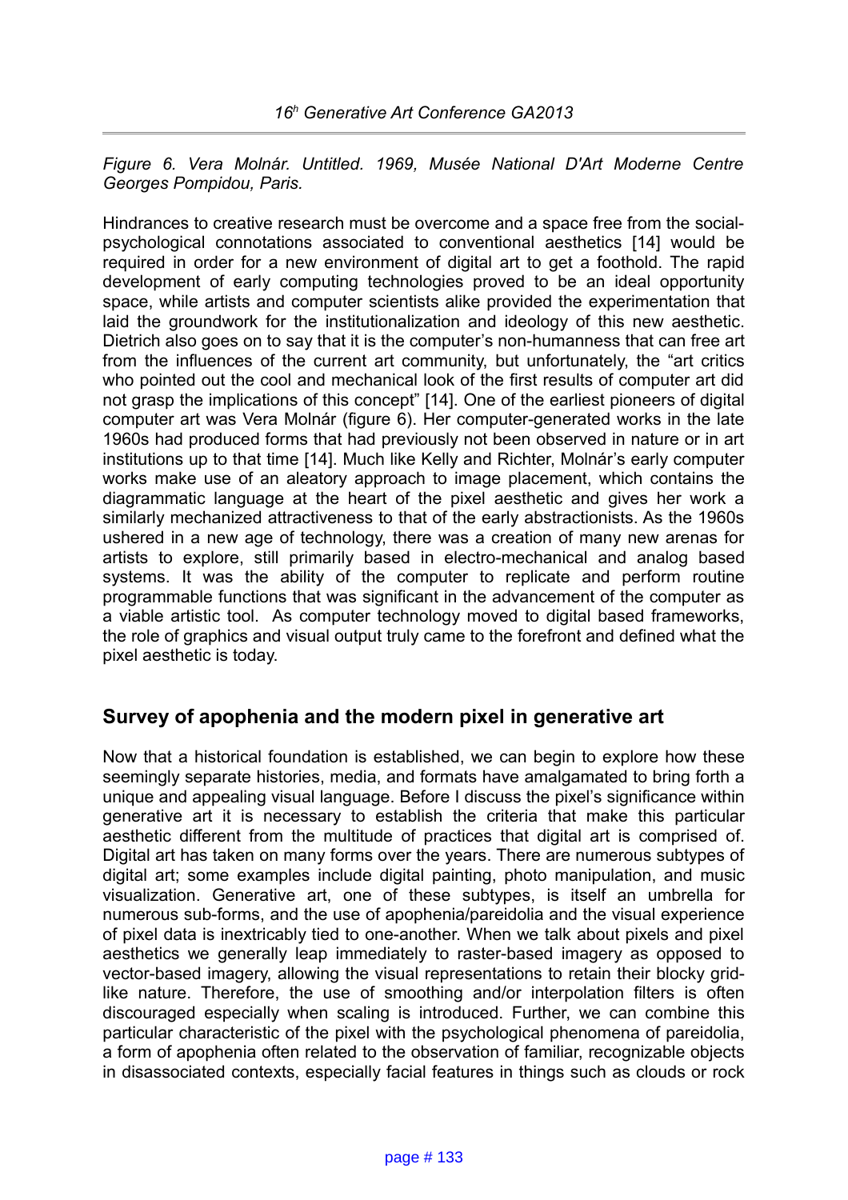*Figure 6. Vera Molnár. Untitled. 1969, Musée National D'Art Moderne Centre Georges Pompidou, Paris.*

Hindrances to creative research must be overcome and a space free from the social-psychological connotations associated to conventional aesthetics [14] would be required in order for a new environment of digital art to get a foothold. The rapid development of early computing technologies proved to be an ideal opportunity space, while artists and computer scientists alike provided the experimentation that laid the groundwork for the institutionalization and ideology of this new aesthetic. Dietrich also goes on to say that it is the computer's non-humanness that can free art from the influences of the current art community, but unfortunately, the "art critics who pointed out the cool and mechanical look of the first results of computer art did not grasp the implications of this concept" [14]. One of the earliest pioneers of digital computer art was Vera Molnár (figure 6). Her computer-generated works in the late 1960s had produced forms that had previously not been observed in nature or in art institutions up to that time [14]. Much like Kelly and Richter, Molnár's early computer works make use of an aleatory approach to image placement, which contains the diagrammatic language at the heart of the pixel aesthetic and gives her work a similarly mechanized attractiveness to that of the early abstractionists. As the 1960s ushered in a new age of technology, there was a creation of many new arenas for artists to explore, still primarily based in electro-mechanical and analog based systems. It was the ability of the computer to replicate and perform routine programmable functions that was significant in the advancement of the computer as a viable artistic tool. As computer technology moved to digital based frameworks, the role of graphics and visual output truly came to the forefront and defined what the pixel aesthetic is today.

## Survey of apophenia and the modern pixel in generative art

Now that a historical foundation is established, we can begin to explore how these seemingly separate histories, media, and formats have amalgamated to bring forth a unique and appealing visual language. Before I discuss the pixel's significance within generative art it is necessary to establish the criteria that make this particular aesthetic different from the multitude of practices that digital art is comprised of. Digital art has taken on many forms over the years. There are numerous subtypes of digital art; some examples include digital painting, photo manipulation, and music visualization. Generative art, one of these subtypes, is itself an umbrella for numerous sub-forms, and the use of apophenia/pareidolia and the visual experience of pixel data is inextricably tied to one-another. When we talk about pixels and pixel aesthetics we generally leap immediately to raster-based imagery as opposed to vector-based imagery, allowing the visual representations to retain their blocky grid-like nature. Therefore, the use of smoothing and/or interpolation filters is often discouraged especially when scaling is introduced. Further, we can combine this particular characteristic of the pixel with the psychological phenomena of pareidolia, a form of apophenia often related to the observation of familiar, recognizable objects in disassociated contexts, especially facial features in things such as clouds or rock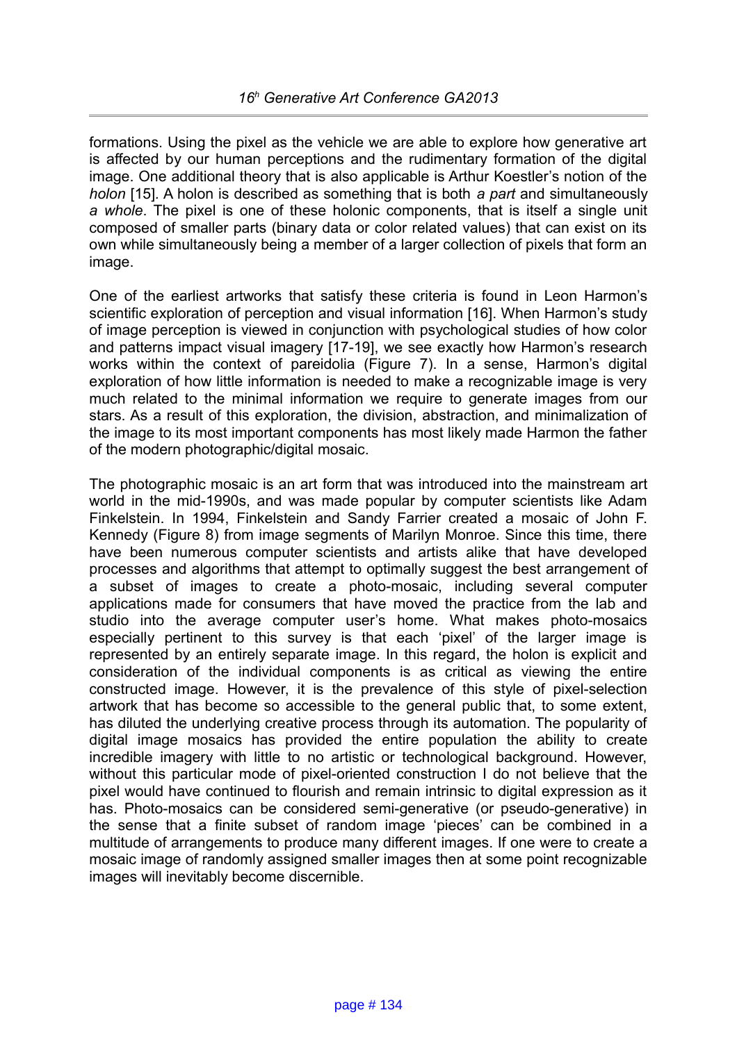formations. Using the pixel as the vehicle we are able to explore how generative art is affected by our human perceptions and the rudimentary formation of the digital image. One additional theory that is also applicable is Arthur Koestler's notion of the *holon* [15]. A holon is described as something that is both *a part* and simultaneously *a whole*. The pixel is one of these holonic components, that is itself a single unit composed of smaller parts (binary data or color related values) that can exist on its own while simultaneously being a member of a larger collection of pixels that form an image.

One of the earliest artworks that satisfy these criteria is found in Leon Harmon's scientific exploration of perception and visual information [16]. When Harmon's study of image perception is viewed in conjunction with psychological studies of how color and patterns impact visual imagery [17-19], we see exactly how Harmon's research works within the context of pareidolia (Figure 7). In a sense, Harmon's digital exploration of how little information is needed to make a recognizable image is very much related to the minimal information we require to generate images from our stars. As a result of this exploration, the division, abstraction, and minimalization of the image to its most important components has most likely made Harmon the father of the modern photographic/digital mosaic.

The photographic mosaic is an art form that was introduced into the mainstream art world in the mid-1990s, and was made popular by computer scientists like Adam Finkelstein. In 1994, Finkelstein and Sandy Farrier created a mosaic of John F. Kennedy (Figure 8) from image segments of Marilyn Monroe. Since this time, there have been numerous computer scientists and artists alike that have developed processes and algorithms that attempt to optimally suggest the best arrangement of a subset of images to create a photo-mosaic, including several computer applications made for consumers that have moved the practice from the lab and studio into the average computer user's home. What makes photo-mosaics especially pertinent to this survey is that each 'pixel' of the larger image is represented by an entirely separate image. In this regard, the holon is explicit and consideration of the individual components is as critical as viewing the entire constructed image. However, it is the prevalence of this style of pixel-selection artwork that has become so accessible to the general public that, to some extent, has diluted the underlying creative process through its automation. The popularity of digital image mosaics has provided the entire population the ability to create incredible imagery with little to no artistic or technological background. However, without this particular mode of pixel-oriented construction I do not believe that the pixel would have continued to flourish and remain intrinsic to digital expression as it has. Photo-mosaics can be considered semi-generative (or pseudo-generative) in the sense that a finite subset of random image 'pieces' can be combined in a multitude of arrangements to produce many different images. If one were to create a mosaic image of randomly assigned smaller images then at some point recognizable images will inevitably become discernible.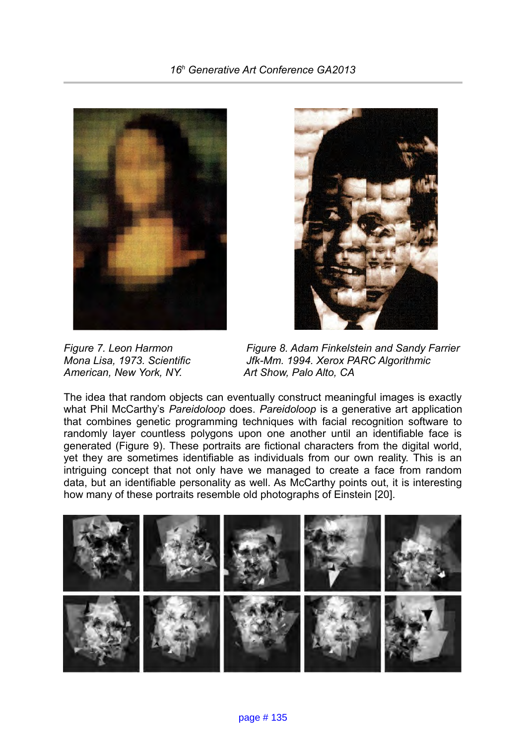*Figure 7. Leon Harmon Mona Lisa, 1973. Scientific American, New York, NY.*

*Figure 8. Adam Finkelstein and Sandy Farrier Jfk-Mm. 1994. Xerox PARC Algorithmic Art Show, Palo Alto, CA*

The idea that random objects can eventually construct meaningful images is exactly what Phil McCarthy's *Pareidoloop* does. *Pareidoloop* is a generative art application that combines genetic programming techniques with facial recognition software to randomly layer countless polygons upon one another until an identifiable face is generated (Figure 9). These portraits are fictional characters from the digital world, yet they are sometimes identifiable as individuals from our own reality. This is an intriguing concept that not only have we managed to create a face from random data, but an identifiable personality as well. As McCarthy points out, it is interesting how many of these portraits resemble old photographs of Einstein [20].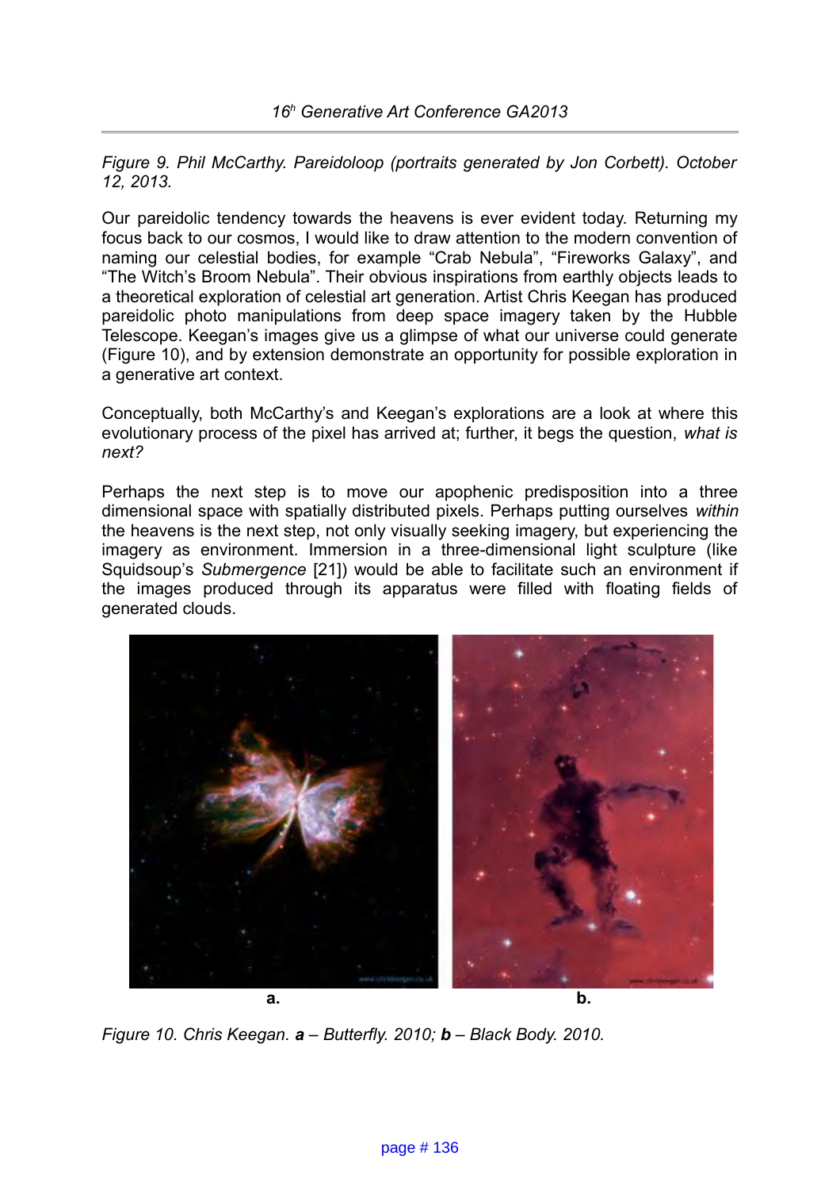*Figure 9. Phil McCarthy. Pareidoloop (portraits generated by Jon Corbett). October 12, 2013.*

Our pareidolic tendency towards the heavens is ever evident today. Returning my focus back to our cosmos, I would like to draw attention to the modern convention of naming our celestial bodies, for example "Crab Nebula", "Fireworks Galaxy", and "The Witch's Broom Nebula". Their obvious inspirations from earthly objects leads to a theoretical exploration of celestial art generation. Artist Chris Keegan has produced pareidolic photo manipulations from deep space imagery taken by the Hubble Telescope. Keegan's images give us a glimpse of what our universe could generate (Figure 10), and by extension demonstrate an opportunity for possible exploration in a generative art context.

Conceptually, both McCarthy's and Keegan's explorations are a look at where this evolutionary process of the pixel has arrived at; further, it begs the question, *what is next?*

Perhaps the next step is to move our apophenic predisposition into a three dimensional space with spatially distributed pixels. Perhaps putting ourselves *within* the heavens is the next step, not only visually seeking imagery, but experiencing the imagery as environment. Immersion in a three-dimensional light sculpture (like Squidsoup's *Submergence* [21]) would be able to facilitate such an environment if the images produced through its apparatus were filled with floating fields of generated clouds.

a. b.

*Figure 10. Chris Keegan. **a** – Butterfly. 2010; **b** – Black Body. 2010.*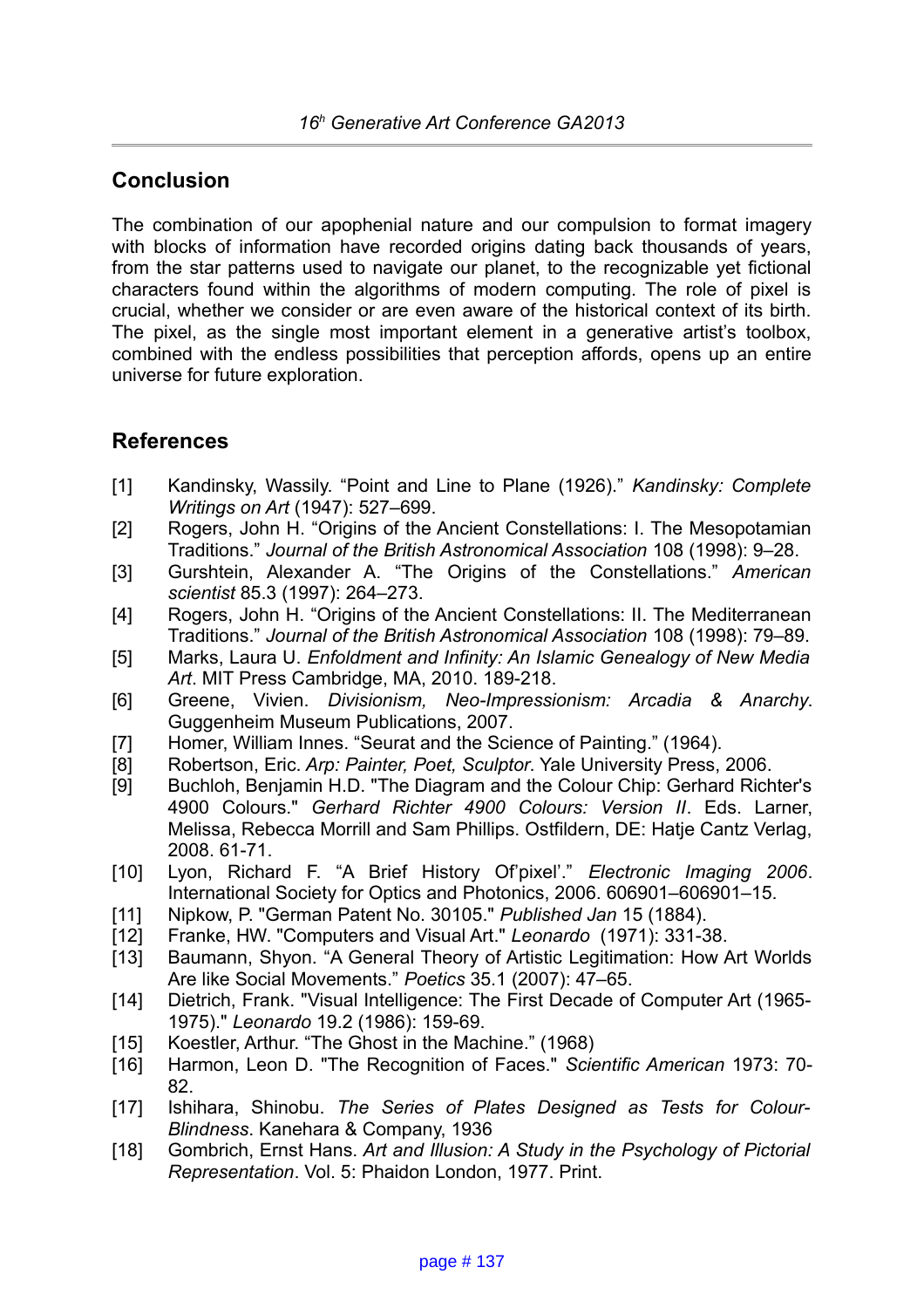## Conclusion

The combination of our apophenial nature and our compulsion to format imagery with blocks of information have recorded origins dating back thousands of years, from the star patterns used to navigate our planet, to the recognizable yet fictional characters found within the algorithms of modern computing. The role of pixel is crucial, whether we consider or are even aware of the historical context of its birth. The pixel, as the single most important element in a generative artist's toolbox, combined with the endless possibilities that perception affords, opens up an entire universe for future exploration.

## References

[1] Kandinsky, Wassily. "Point and Line to Plane (1926)." *Kandinsky: Complete Writings on Art* (1947): 527–699.

[2] Rogers, John H. "Origins of the Ancient Constellations: I. The Mesopotamian Traditions." *Journal of the British Astronomical Association* 108 (1998): 9–28.

[3] Gurshtein, Alexander A. "The Origins of the Constellations." *American scientist* 85.3 (1997): 264–273.

[4] Rogers, John H. "Origins of the Ancient Constellations: II. The Mediterranean Traditions." *Journal of the British Astronomical Association* 108 (1998): 79–89.

[5] Marks, Laura U. *Enfoldment and Infinity: An Islamic Genealogy of New Media Art*. MIT Press Cambridge, MA, 2010. 189-218.

[6] Greene, Vivien. *Divisionism, Neo-Impressionism: Arcadia & Anarchy*. Guggenheim Museum Publications, 2007.

[7] Homer, William Innes. "Seurat and the Science of Painting." (1964).

[8] Robertson, Eric. *Arp: Painter, Poet, Sculptor*. Yale University Press, 2006.

[9] Buchloh, Benjamin H.D. "The Diagram and the Colour Chip: Gerhard Richter's 4900 Colours." *Gerhard Richter 4900 Colours: Version II*. Eds. Larner, Melissa, Rebecca Morrill and Sam Phillips. Ostfildern, DE: Hatje Cantz Verlag, 2008. 61-71.

[10] Lyon, Richard F. "A Brief History Of'pixel'." *Electronic Imaging 2006*. International Society for Optics and Photonics, 2006. 606901–606901–15.

[11] Nipkow, P. "German Patent No. 30105." *Published Jan* 15 (1884).

[12] Franke, HW. "Computers and Visual Art." *Leonardo* (1971): 331-38.

[13] Baumann, Shyon. "A General Theory of Artistic Legitimation: How Art Worlds Are like Social Movements." *Poetics* 35.1 (2007): 47–65.

[14] Dietrich, Frank. "Visual Intelligence: The First Decade of Computer Art (1965-1975)." *Leonardo* 19.2 (1986): 159-69.

[15] Koestler, Arthur. "The Ghost in the Machine." (1968)

[16] Harmon, Leon D. "The Recognition of Faces." *Scientific American* 1973: 70-82.

[17] Ishihara, Shinobu. *The Series of Plates Designed as Tests for Colour-Blindness*. Kanehara & Company, 1936

[18] Gombrich, Ernst Hans. *Art and Illusion: A Study in the Psychology of Pictorial Representation*. Vol. 5: Phaidon London, 1977. Print.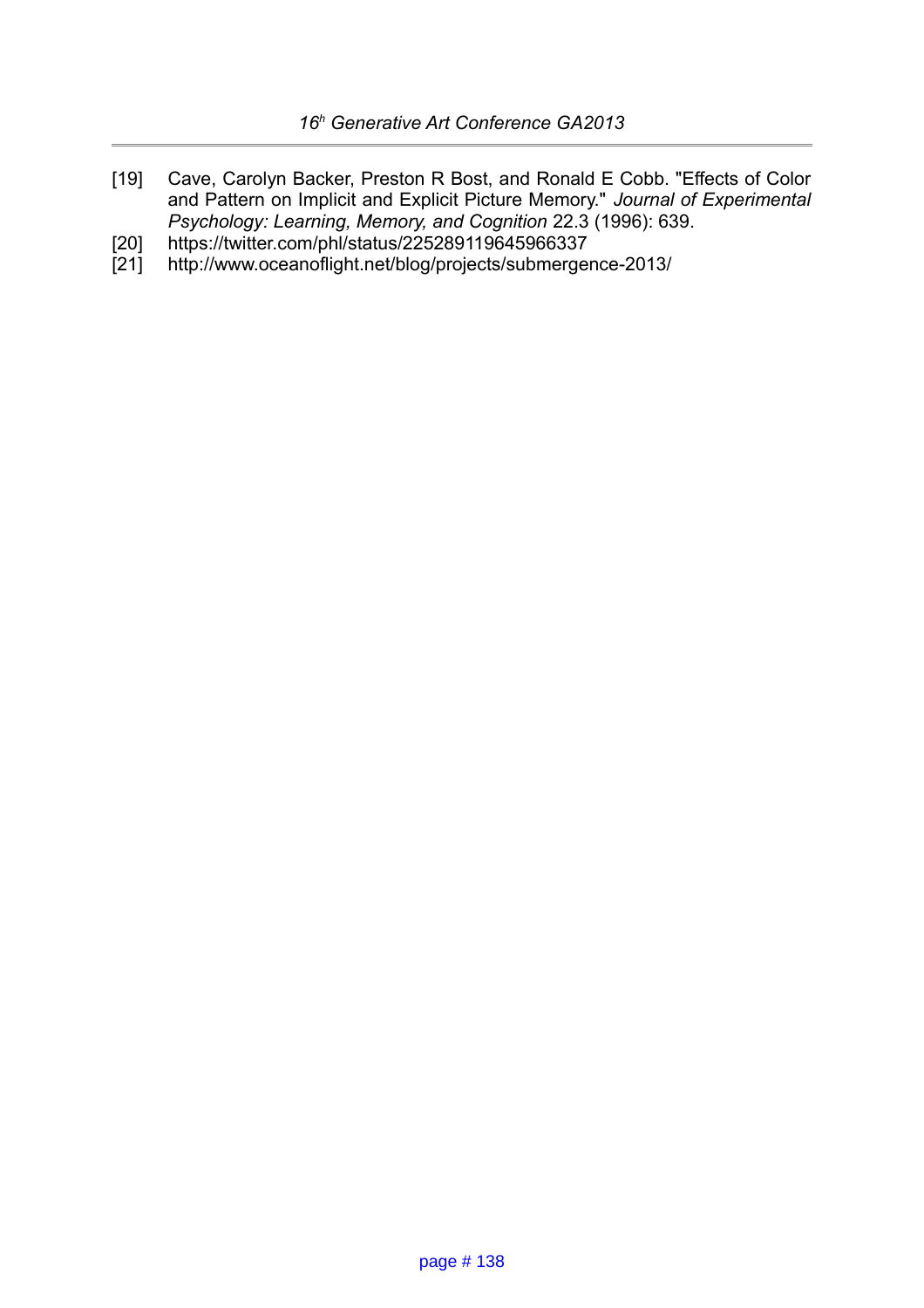[19] Cave, Carolyn Backer, Preston R Bost, and Ronald E Cobb. "Effects of Color and Pattern on Implicit and Explicit Picture Memory." *Journal of Experimental Psychology: Learning, Memory, and Cognition* 22.3 (1996): 639.

[20] https://twitter.com/phl/status/225289119645966337

[21] http://www.oceanoflight.net/blog/projects/submergence-2013/